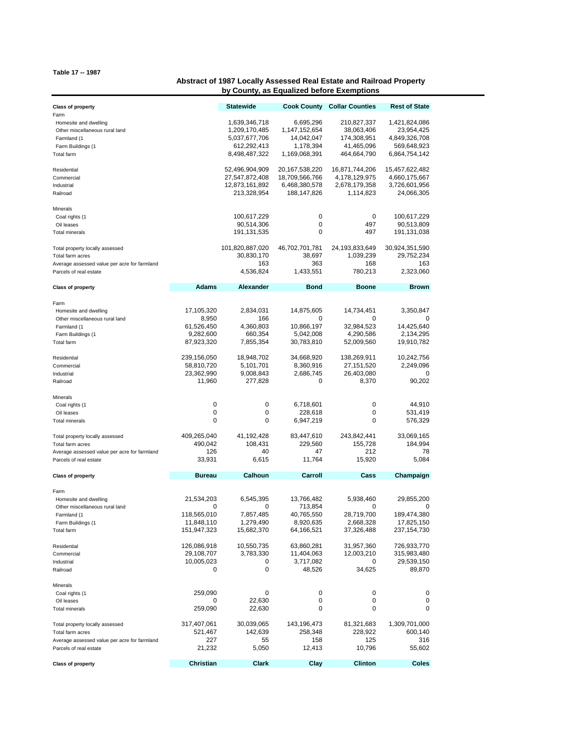Table 17 -- 1987

## Abstract of 1987 Locally Assessed Real Estate and Railroad Property by County, as Equalized before Exemptions

| Class of property | Statewide | Cook County | Collar Counties | Rest of State |
|---|---|---|---|---|
| Farm | | | | |
| Homesite and dwelling | 1,639,346,718 | 6,695,296 | 210,827,337 | 1,421,824,086 |
| Other miscellaneous rural land | 1,209,170,485 | 1,147,152,654 | 38,063,406 | 23,954,425 |
| Farmland (1 | 5,037,677,706 | 14,042,047 | 174,308,951 | 4,849,326,708 |
| Farm Buildings (1 | 612,292,413 | 1,178,394 | 41,465,096 | 569,648,923 |
| Total farm | 8,498,487,322 | 1,169,068,391 | 464,664,790 | 6,864,754,142 |
| Residential | 52,496,904,909 | 20,167,538,220 | 16,871,744,206 | 15,457,622,482 |
| Commercial | 27,547,872,408 | 18,709,566,766 | 4,178,129,975 | 4,660,175,667 |
| Industrial | 12,873,161,892 | 6,468,380,578 | 2,678,179,358 | 3,726,601,956 |
| Railroad | 213,328,954 | 188,147,826 | 1,114,823 | 24,066,305 |
| Minerals | | | | |
| Coal rights (1 | 100,617,229 | 0 | 0 | 100,617,229 |
| Oil leases | 90,514,306 | 0 | 497 | 90,513,809 |
| Total minerals | 191,131,535 | 0 | 497 | 191,131,038 |
| Total property locally assessed | 101,820,887,020 | 46,702,701,781 | 24,193,833,649 | 30,924,351,590 |
| Total farm acres | 30,830,170 | 38,697 | 1,039,239 | 29,752,234 |
| Average assessed value per acre for farmland | 163 | 363 | 168 | 163 |
| Parcels of real estate | 4,536,824 | 1,433,551 | 780,213 | 2,323,060 |

| Class of property | Adams | Alexander | Bond | Boone | Brown |
|---|---|---|---|---|---|
| Farm | | | | | |
| Homesite and dwelling | 17,105,320 | 2,834,031 | 14,875,605 | 14,734,451 | 3,350,847 |
| Other miscellaneous rural land | 8,950 | 166 | 0 | 0 | 0 |
| Farmland (1 | 61,526,450 | 4,360,803 | 10,866,197 | 32,984,523 | 14,425,640 |
| Farm Buildings (1 | 9,282,600 | 660,354 | 5,042,008 | 4,290,586 | 2,134,295 |
| Total farm | 87,923,320 | 7,855,354 | 30,783,810 | 52,009,560 | 19,910,782 |
| Residential | 239,156,050 | 18,948,702 | 34,668,920 | 138,269,911 | 10,242,756 |
| Commercial | 58,810,720 | 5,101,701 | 8,360,916 | 27,151,520 | 2,249,096 |
| Industrial | 23,362,990 | 9,008,843 | 2,686,745 | 26,403,080 | 0 |
| Railroad | 11,960 | 277,828 | 0 | 8,370 | 90,202 |
| Minerals | | | | | |
| Coal rights (1 | 0 | 0 | 6,718,601 | 0 | 44,910 |
| Oil leases | 0 | 0 | 228,618 | 0 | 531,419 |
| Total minerals | 0 | 0 | 6,947,219 | 0 | 576,329 |
| Total property locally assessed | 409,265,040 | 41,192,428 | 83,447,610 | 243,842,441 | 33,069,165 |
| Total farm acres | 490,042 | 108,431 | 229,560 | 155,728 | 184,994 |
| Average assessed value per acre for farmland | 126 | 40 | 47 | 212 | 78 |
| Parcels of real estate | 33,931 | 6,615 | 11,764 | 15,920 | 5,084 |

| Class of property | Bureau | Calhoun | Carroll | Cass | Champaign |
|---|---|---|---|---|---|
| Farm | | | | | |
| Homesite and dwelling | 21,534,203 | 6,545,395 | 13,766,482 | 5,938,460 | 29,855,200 |
| Other miscellaneous rural land | 0 | 0 | 713,854 | 0 | 0 |
| Farmland (1 | 118,565,010 | 7,857,485 | 40,765,550 | 28,719,700 | 189,474,380 |
| Farm Buildings (1 | 11,848,110 | 1,279,490 | 8,920,635 | 2,668,328 | 17,825,150 |
| Total farm | 151,947,323 | 15,682,370 | 64,166,521 | 37,326,488 | 237,154,730 |
| Residential | 126,086,918 | 10,550,735 | 63,860,281 | 31,957,360 | 726,933,770 |
| Commercial | 29,108,707 | 3,783,330 | 11,404,063 | 12,003,210 | 315,983,480 |
| Industrial | 10,005,023 | 0 | 3,717,082 | 0 | 29,539,150 |
| Railroad | 0 | 0 | 48,526 | 34,625 | 89,870 |
| Minerals | | | | | |
| Coal rights (1 | 259,090 | 0 | 0 | 0 | 0 |
| Oil leases | 0 | 22,630 | 0 | 0 | 0 |
| Total minerals | 259,090 | 22,630 | 0 | 0 | 0 |
| Total property locally assessed | 317,407,061 | 30,039,065 | 143,196,473 | 81,321,683 | 1,309,701,000 |
| Total farm acres | 521,467 | 142,639 | 258,348 | 228,922 | 600,140 |
| Average assessed value per acre for farmland | 227 | 55 | 158 | 125 | 316 |
| Parcels of real estate | 21,232 | 5,050 | 12,413 | 10,796 | 55,602 |

| Class of property | Christian | Clark | Clay | Clinton | Coles |
|---|---|---|---|---|---|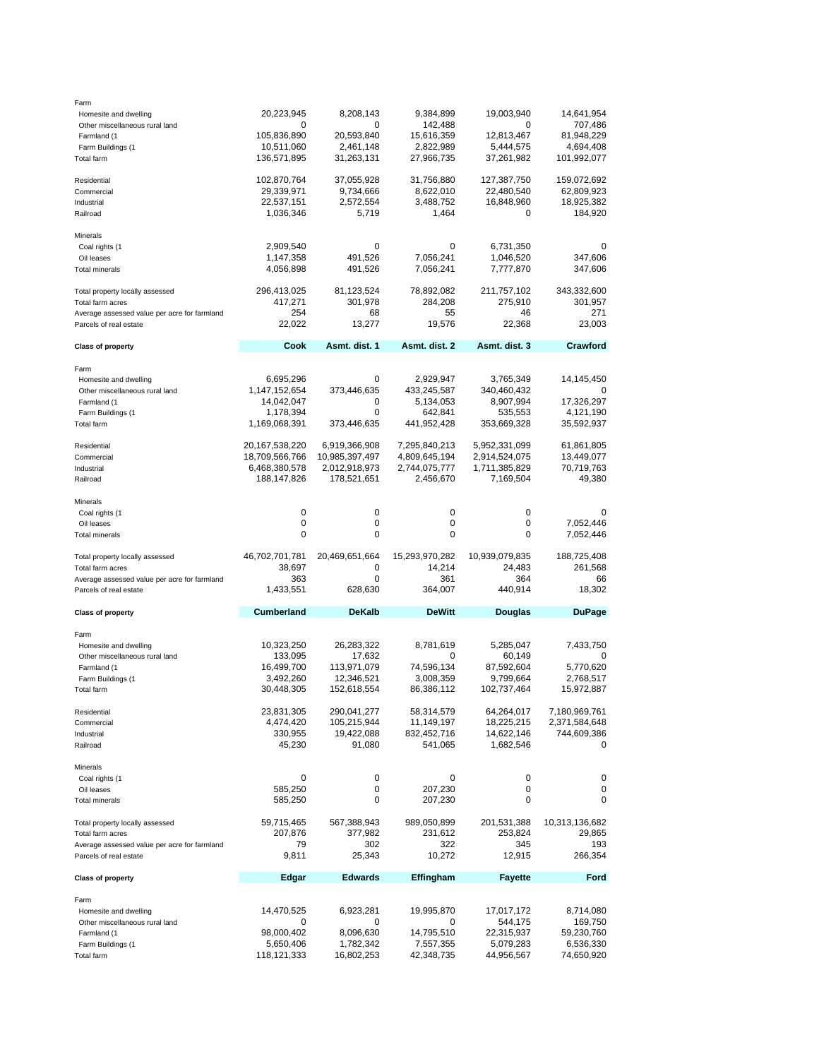| | | | | | |
|---|---|---|---|---|---|
| Farm | | | | | |
| Homesite and dwelling | 20,223,945 | 8,208,143 | 9,384,899 | 19,003,940 | 14,641,954 |
| Other miscellaneous rural land | 0 | 0 | 142,488 | 0 | 707,486 |
| Farmland (1 | 105,836,890 | 20,593,840 | 15,616,359 | 12,813,467 | 81,948,229 |
| Farm Buildings (1 | 10,511,060 | 2,461,148 | 2,822,989 | 5,444,575 | 4,694,408 |
| Total farm | 136,571,895 | 31,263,131 | 27,966,735 | 37,261,982 | 101,992,077 |
| | | | | | |
| Residential | 102,870,764 | 37,055,928 | 31,756,880 | 127,387,750 | 159,072,692 |
| Commercial | 29,339,971 | 9,734,666 | 8,622,010 | 22,480,540 | 62,809,923 |
| Industrial | 22,537,151 | 2,572,554 | 3,488,752 | 16,848,960 | 18,925,382 |
| Railroad | 1,036,346 | 5,719 | 1,464 | 0 | 184,920 |
| | | | | | |
| Minerals | | | | | |
| Coal rights (1 | 2,909,540 | 0 | 0 | 6,731,350 | 0 |
| Oil leases | 1,147,358 | 491,526 | 7,056,241 | 1,046,520 | 347,606 |
| Total minerals | 4,056,898 | 491,526 | 7,056,241 | 7,777,870 | 347,606 |
| | | | | | |
| Total property locally assessed | 296,413,025 | 81,123,524 | 78,892,082 | 211,757,102 | 343,332,600 |
| Total farm acres | 417,271 | 301,978 | 284,208 | 275,910 | 301,957 |
| Average assessed value per acre for farmland | 254 | 68 | 55 | 46 | 271 |
| Parcels of real estate | 22,022 | 13,277 | 19,576 | 22,368 | 23,003 |

| Class of property | Cook | Asmt. dist. 1 | Asmt. dist. 2 | Asmt. dist. 3 | Crawford |
|---|---|---|---|---|---|
| Farm | | | | | |
| Homesite and dwelling | 6,695,296 | 0 | 2,929,947 | 3,765,349 | 14,145,450 |
| Other miscellaneous rural land | 1,147,152,654 | 373,446,635 | 433,245,587 | 340,460,432 | 0 |
| Farmland (1 | 14,042,047 | 0 | 5,134,053 | 8,907,994 | 17,326,297 |
| Farm Buildings (1 | 1,178,394 | 0 | 642,841 | 535,553 | 4,121,190 |
| Total farm | 1,169,068,391 | 373,446,635 | 441,952,428 | 353,669,328 | 35,592,937 |
| | | | | | |
| Residential | 20,167,538,220 | 6,919,366,908 | 7,295,840,213 | 5,952,331,099 | 61,861,805 |
| Commercial | 18,709,566,766 | 10,985,397,497 | 4,809,645,194 | 2,914,524,075 | 13,449,077 |
| Industrial | 6,468,380,578 | 2,012,918,973 | 2,744,075,777 | 1,711,385,829 | 70,719,763 |
| Railroad | 188,147,826 | 178,521,651 | 2,456,670 | 7,169,504 | 49,380 |
| | | | | | |
| Minerals | | | | | |
| Coal rights (1 | 0 | 0 | 0 | 0 | 0 |
| Oil leases | 0 | 0 | 0 | 0 | 7,052,446 |
| Total minerals | 0 | 0 | 0 | 0 | 7,052,446 |
| | | | | | |
| Total property locally assessed | 46,702,701,781 | 20,469,651,664 | 15,293,970,282 | 10,939,079,835 | 188,725,408 |
| Total farm acres | 38,697 | 0 | 14,214 | 24,483 | 261,568 |
| Average assessed value per acre for farmland | 363 | 0 | 361 | 364 | 66 |
| Parcels of real estate | 1,433,551 | 628,630 | 364,007 | 440,914 | 18,302 |

| Class of property | Cumberland | DeKalb | DeWitt | Douglas | DuPage |
|---|---|---|---|---|---|
| Farm | | | | | |
| Homesite and dwelling | 10,323,250 | 26,283,322 | 8,781,619 | 5,285,047 | 7,433,750 |
| Other miscellaneous rural land | 133,095 | 17,632 | 0 | 60,149 | 0 |
| Farmland (1 | 16,499,700 | 113,971,079 | 74,596,134 | 87,592,604 | 5,770,620 |
| Farm Buildings (1 | 3,492,260 | 12,346,521 | 3,008,359 | 9,799,664 | 2,768,517 |
| Total farm | 30,448,305 | 152,618,554 | 86,386,112 | 102,737,464 | 15,972,887 |
| | | | | | |
| Residential | 23,831,305 | 290,041,277 | 58,314,579 | 64,264,017 | 7,180,969,761 |
| Commercial | 4,474,420 | 105,215,944 | 11,149,197 | 18,225,215 | 2,371,584,648 |
| Industrial | 330,955 | 19,422,088 | 832,452,716 | 14,622,146 | 744,609,386 |
| Railroad | 45,230 | 91,080 | 541,065 | 1,682,546 | 0 |
| | | | | | |
| Minerals | | | | | |
| Coal rights (1 | 0 | 0 | 0 | 0 | 0 |
| Oil leases | 585,250 | 0 | 207,230 | 0 | 0 |
| Total minerals | 585,250 | 0 | 207,230 | 0 | 0 |
| | | | | | |
| Total property locally assessed | 59,715,465 | 567,388,943 | 989,050,899 | 201,531,388 | 10,313,136,682 |
| Total farm acres | 207,876 | 377,982 | 231,612 | 253,824 | 29,865 |
| Average assessed value per acre for farmland | 79 | 302 | 322 | 345 | 193 |
| Parcels of real estate | 9,811 | 25,343 | 10,272 | 12,915 | 266,354 |

| Class of property | Edgar | Edwards | Effingham | Fayette | Ford |
|---|---|---|---|---|---|
| Farm | | | | | |
| Homesite and dwelling | 14,470,525 | 6,923,281 | 19,995,870 | 17,017,172 | 8,714,080 |
| Other miscellaneous rural land | 0 | 0 | 0 | 544,175 | 169,750 |
| Farmland (1 | 98,000,402 | 8,096,630 | 14,795,510 | 22,315,937 | 59,230,760 |
| Farm Buildings (1 | 5,650,406 | 1,782,342 | 7,557,355 | 5,079,283 | 6,536,330 |
| Total farm | 118,121,333 | 16,802,253 | 42,348,735 | 44,956,567 | 74,650,920 |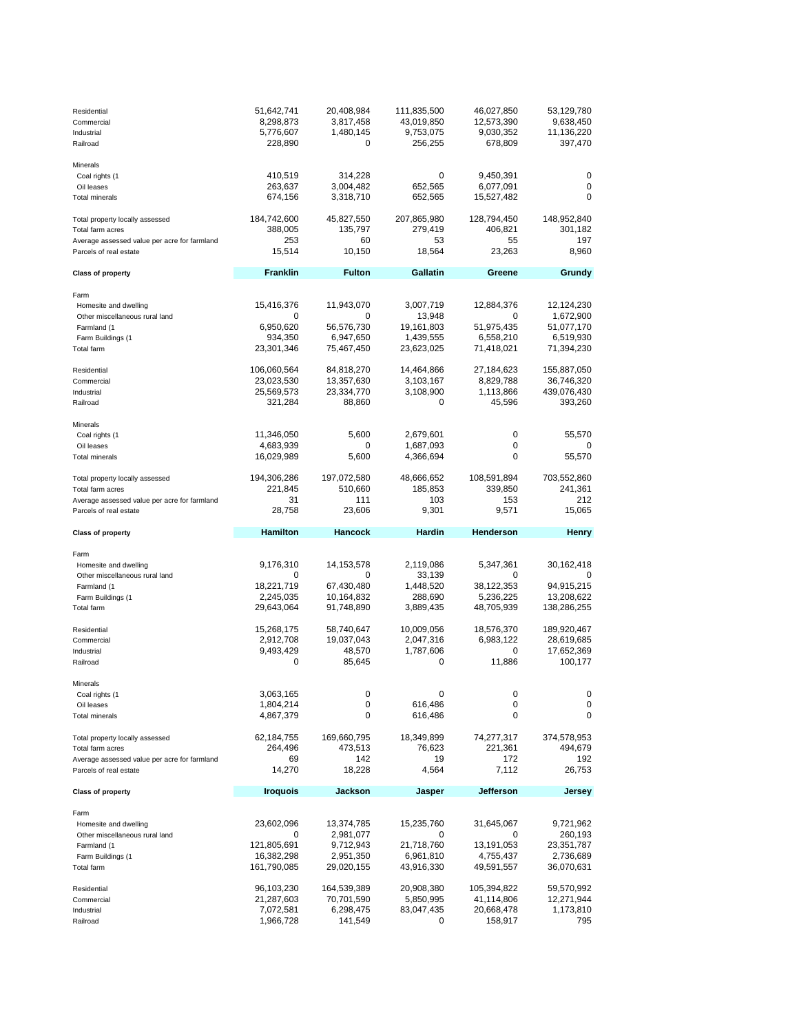| | | | | | |
|---|---|---|---|---|---|
| Residential | 51,642,741 | 20,408,984 | 111,835,500 | 46,027,850 | 53,129,780 |
| Commercial | 8,298,873 | 3,817,458 | 43,019,850 | 12,573,390 | 9,638,450 |
| Industrial | 5,776,607 | 1,480,145 | 9,753,075 | 9,030,352 | 11,136,220 |
| Railroad | 228,890 | 0 | 256,255 | 678,809 | 397,470 |
| | | | | | |
| Minerals | | | | | |
| Coal rights (1 | 410,519 | 314,228 | 0 | 9,450,391 | 0 |
| Oil leases | 263,637 | 3,004,482 | 652,565 | 6,077,091 | 0 |
| Total minerals | 674,156 | 3,318,710 | 652,565 | 15,527,482 | 0 |
| | | | | | |
| Total property locally assessed | 184,742,600 | 45,827,550 | 207,865,980 | 128,794,450 | 148,952,840 |
| Total farm acres | 388,005 | 135,797 | 279,419 | 406,821 | 301,182 |
| Average assessed value per acre for farmland | 253 | 60 | 53 | 55 | 197 |
| Parcels of real estate | 15,514 | 10,150 | 18,564 | 23,263 | 8,960 |

| Class of property | Franklin | Fulton | Gallatin | Greene | Grundy |
|---|---|---|---|---|---|
| Farm | | | | | |
| Homesite and dwelling | 15,416,376 | 11,943,070 | 3,007,719 | 12,884,376 | 12,124,230 |
| Other miscellaneous rural land | 0 | 0 | 13,948 | 0 | 1,672,900 |
| Farmland (1 | 6,950,620 | 56,576,730 | 19,161,803 | 51,975,435 | 51,077,170 |
| Farm Buildings (1 | 934,350 | 6,947,650 | 1,439,555 | 6,558,210 | 6,519,930 |
| Total farm | 23,301,346 | 75,467,450 | 23,623,025 | 71,418,021 | 71,394,230 |
| | | | | | |
| Residential | 106,060,564 | 84,818,270 | 14,464,866 | 27,184,623 | 155,887,050 |
| Commercial | 23,023,530 | 13,357,630 | 3,103,167 | 8,829,788 | 36,746,320 |
| Industrial | 25,569,573 | 23,334,770 | 3,108,900 | 1,113,866 | 439,076,430 |
| Railroad | 321,284 | 88,860 | 0 | 45,596 | 393,260 |
| | | | | | |
| Minerals | | | | | |
| Coal rights (1 | 11,346,050 | 5,600 | 2,679,601 | 0 | 55,570 |
| Oil leases | 4,683,939 | 0 | 1,687,093 | 0 | 0 |
| Total minerals | 16,029,989 | 5,600 | 4,366,694 | 0 | 55,570 |
| | | | | | |
| Total property locally assessed | 194,306,286 | 197,072,580 | 48,666,652 | 108,591,894 | 703,552,860 |
| Total farm acres | 221,845 | 510,660 | 185,853 | 339,850 | 241,361 |
| Average assessed value per acre for farmland | 31 | 111 | 103 | 153 | 212 |
| Parcels of real estate | 28,758 | 23,606 | 9,301 | 9,571 | 15,065 |

| Class of property | Hamilton | Hancock | Hardin | Henderson | Henry |
|---|---|---|---|---|---|
| Farm | | | | | |
| Homesite and dwelling | 9,176,310 | 14,153,578 | 2,119,086 | 5,347,361 | 30,162,418 |
| Other miscellaneous rural land | 0 | 0 | 33,139 | 0 | 0 |
| Farmland (1 | 18,221,719 | 67,430,480 | 1,448,520 | 38,122,353 | 94,915,215 |
| Farm Buildings (1 | 2,245,035 | 10,164,832 | 288,690 | 5,236,225 | 13,208,622 |
| Total farm | 29,643,064 | 91,748,890 | 3,889,435 | 48,705,939 | 138,286,255 |
| | | | | | |
| Residential | 15,268,175 | 58,740,647 | 10,009,056 | 18,576,370 | 189,920,467 |
| Commercial | 2,912,708 | 19,037,043 | 2,047,316 | 6,983,122 | 28,619,685 |
| Industrial | 9,493,429 | 48,570 | 1,787,606 | 0 | 17,652,369 |
| Railroad | 0 | 85,645 | 0 | 11,886 | 100,177 |
| | | | | | |
| Minerals | | | | | |
| Coal rights (1 | 3,063,165 | 0 | 0 | 0 | 0 |
| Oil leases | 1,804,214 | 0 | 616,486 | 0 | 0 |
| Total minerals | 4,867,379 | 0 | 616,486 | 0 | 0 |
| | | | | | |
| Total property locally assessed | 62,184,755 | 169,660,795 | 18,349,899 | 74,277,317 | 374,578,953 |
| Total farm acres | 264,496 | 473,513 | 76,623 | 221,361 | 494,679 |
| Average assessed value per acre for farmland | 69 | 142 | 19 | 172 | 192 |
| Parcels of real estate | 14,270 | 18,228 | 4,564 | 7,112 | 26,753 |

| Class of property | Iroquois | Jackson | Jasper | Jefferson | Jersey |
|---|---|---|---|---|---|
| Farm | | | | | |
| Homesite and dwelling | 23,602,096 | 13,374,785 | 15,235,760 | 31,645,067 | 9,721,962 |
| Other miscellaneous rural land | 0 | 2,981,077 | 0 | 0 | 260,193 |
| Farmland (1 | 121,805,691 | 9,712,943 | 21,718,760 | 13,191,053 | 23,351,787 |
| Farm Buildings (1 | 16,382,298 | 2,951,350 | 6,961,810 | 4,755,437 | 2,736,689 |
| Total farm | 161,790,085 | 29,020,155 | 43,916,330 | 49,591,557 | 36,070,631 |
| | | | | | |
| Residential | 96,103,230 | 164,539,389 | 20,908,380 | 105,394,822 | 59,570,992 |
| Commercial | 21,287,603 | 70,701,590 | 5,850,995 | 41,114,806 | 12,271,944 |
| Industrial | 7,072,581 | 6,298,475 | 83,047,435 | 20,668,478 | 1,173,810 |
| Railroad | 1,966,728 | 141,549 | 0 | 158,917 | 795 |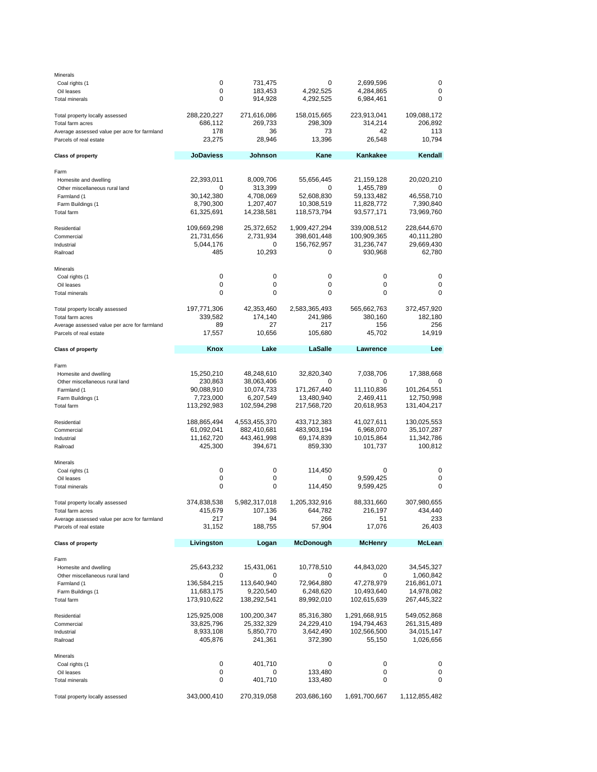| | | | | | |
|---|---|---|---|---|---|
| Minerals | | | | | |
| Coal rights (1 | 0 | 731,475 | 0 | 2,699,596 | 0 |
| Oil leases | 0 | 183,453 | 4,292,525 | 4,284,865 | 0 |
| Total minerals | 0 | 914,928 | 4,292,525 | 6,984,461 | 0 |
| | | | | | |
| Total property locally assessed | 288,220,227 | 271,616,086 | 158,015,665 | 223,913,041 | 109,088,172 |
| Total farm acres | 686,112 | 269,733 | 298,309 | 314,214 | 206,892 |
| Average assessed value per acre for farmland | 178 | 36 | 73 | 42 | 113 |
| Parcels of real estate | 23,275 | 28,946 | 13,396 | 26,548 | 10,794 |

| Class of property | JoDaviess | Johnson | Kane | Kankakee | Kendall |
|---|---|---|---|---|---|
| Farm | | | | | |
| Homesite and dwelling | 22,393,011 | 8,009,706 | 55,656,445 | 21,159,128 | 20,020,210 |
| Other miscellaneous rural land | 0 | 313,399 | 0 | 1,455,789 | 0 |
| Farmland (1 | 30,142,380 | 4,708,069 | 52,608,830 | 59,133,482 | 46,558,710 |
| Farm Buildings (1 | 8,790,300 | 1,207,407 | 10,308,519 | 11,828,772 | 7,390,840 |
| Total farm | 61,325,691 | 14,238,581 | 118,573,794 | 93,577,171 | 73,969,760 |
| | | | | | |
| Residential | 109,669,298 | 25,372,652 | 1,909,427,294 | 339,008,512 | 228,644,670 |
| Commercial | 21,731,656 | 2,731,934 | 398,601,448 | 100,909,365 | 40,111,280 |
| Industrial | 5,044,176 | 0 | 156,762,957 | 31,236,747 | 29,669,430 |
| Railroad | 485 | 10,293 | 0 | 930,968 | 62,780 |
| | | | | | |
| Minerals | | | | | |
| Coal rights (1 | 0 | 0 | 0 | 0 | 0 |
| Oil leases | 0 | 0 | 0 | 0 | 0 |
| Total minerals | 0 | 0 | 0 | 0 | 0 |
| | | | | | |
| Total property locally assessed | 197,771,306 | 42,353,460 | 2,583,365,493 | 565,662,763 | 372,457,920 |
| Total farm acres | 339,582 | 174,140 | 241,986 | 380,160 | 182,180 |
| Average assessed value per acre for farmland | 89 | 27 | 217 | 156 | 256 |
| Parcels of real estate | 17,557 | 10,656 | 105,680 | 45,702 | 14,919 |

| Class of property | Knox | Lake | LaSalle | Lawrence | Lee |
|---|---|---|---|---|---|
| Farm | | | | | |
| Homesite and dwelling | 15,250,210 | 48,248,610 | 32,820,340 | 7,038,706 | 17,388,668 |
| Other miscellaneous rural land | 230,863 | 38,063,406 | 0 | 0 | 0 |
| Farmland (1 | 90,088,910 | 10,074,733 | 171,267,440 | 11,110,836 | 101,264,551 |
| Farm Buildings (1 | 7,723,000 | 6,207,549 | 13,480,940 | 2,469,411 | 12,750,998 |
| Total farm | 113,292,983 | 102,594,298 | 217,568,720 | 20,618,953 | 131,404,217 |
| | | | | | |
| Residential | 188,865,494 | 4,553,455,370 | 433,712,383 | 41,027,611 | 130,025,553 |
| Commercial | 61,092,041 | 882,410,681 | 483,903,194 | 6,968,070 | 35,107,287 |
| Industrial | 11,162,720 | 443,461,998 | 69,174,839 | 10,015,864 | 11,342,786 |
| Railroad | 425,300 | 394,671 | 859,330 | 101,737 | 100,812 |
| | | | | | |
| Minerals | | | | | |
| Coal rights (1 | 0 | 0 | 114,450 | 0 | 0 |
| Oil leases | 0 | 0 | 0 | 9,599,425 | 0 |
| Total minerals | 0 | 0 | 114,450 | 9,599,425 | 0 |
| | | | | | |
| Total property locally assessed | 374,838,538 | 5,982,317,018 | 1,205,332,916 | 88,331,660 | 307,980,655 |
| Total farm acres | 415,679 | 107,136 | 644,782 | 216,197 | 434,440 |
| Average assessed value per acre for farmland | 217 | 94 | 266 | 51 | 233 |
| Parcels of real estate | 31,152 | 188,755 | 57,904 | 17,076 | 26,403 |

| Class of property | Livingston | Logan | McDonough | McHenry | McLean |
|---|---|---|---|---|---|
| Farm | | | | | |
| Homesite and dwelling | 25,643,232 | 15,431,061 | 10,778,510 | 44,843,020 | 34,545,327 |
| Other miscellaneous rural land | 0 | 0 | 0 | 0 | 1,060,842 |
| Farmland (1 | 136,584,215 | 113,640,940 | 72,964,880 | 47,278,979 | 216,861,071 |
| Farm Buildings (1 | 11,683,175 | 9,220,540 | 6,248,620 | 10,493,640 | 14,978,082 |
| Total farm | 173,910,622 | 138,292,541 | 89,992,010 | 102,615,639 | 267,445,322 |
| | | | | | |
| Residential | 125,925,008 | 100,200,347 | 85,316,380 | 1,291,668,915 | 549,052,868 |
| Commercial | 33,825,796 | 25,332,329 | 24,229,410 | 194,794,463 | 261,315,489 |
| Industrial | 8,933,108 | 5,850,770 | 3,642,490 | 102,566,500 | 34,015,147 |
| Railroad | 405,876 | 241,361 | 372,390 | 55,150 | 1,026,656 |
| | | | | | |
| Minerals | | | | | |
| Coal rights (1 | 0 | 401,710 | 0 | 0 | 0 |
| Oil leases | 0 | 0 | 133,480 | 0 | 0 |
| Total minerals | 0 | 401,710 | 133,480 | 0 | 0 |
| | | | | | |
| Total property locally assessed | 343,000,410 | 270,319,058 | 203,686,160 | 1,691,700,667 | 1,112,855,482 |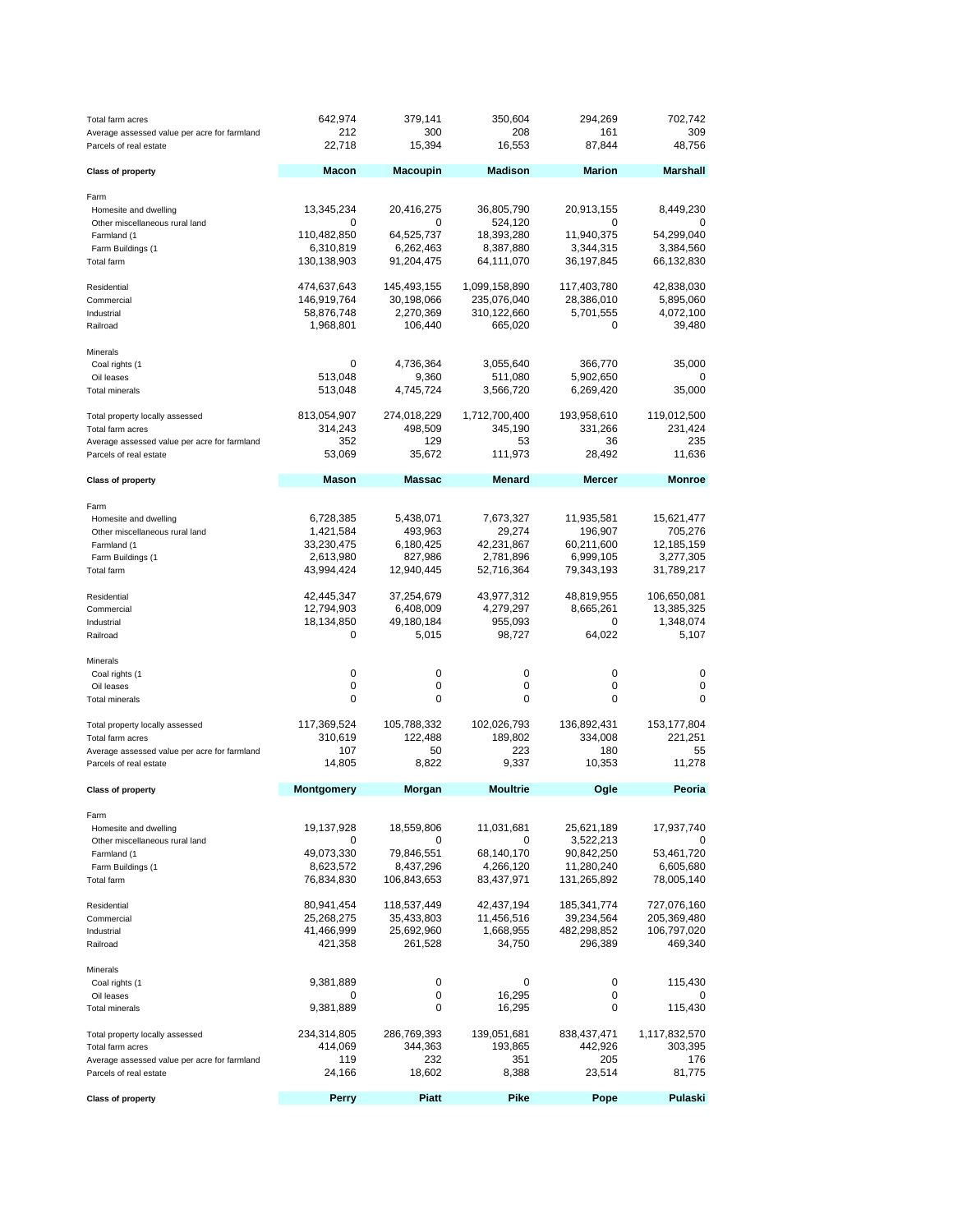| | | | | | |
|---|---|---|---|---|---|
| Total farm acres | 642,974 | 379,141 | 350,604 | 294,269 | 702,742 |
| Average assessed value per acre for farmland | 212 | 300 | 208 | 161 | 309 |
| Parcels of real estate | 22,718 | 15,394 | 16,553 | 87,844 | 48,756 |

| Class of property | Macon | Macoupin | Madison | Marion | Marshall |
|---|---|---|---|---|---|
| Farm | | | | | |
| Homesite and dwelling | 13,345,234 | 20,416,275 | 36,805,790 | 20,913,155 | 8,449,230 |
| Other miscellaneous rural land | 0 | 0 | 524,120 | 0 | 0 |
| Farmland (1 | 110,482,850 | 64,525,737 | 18,393,280 | 11,940,375 | 54,299,040 |
| Farm Buildings (1 | 6,310,819 | 6,262,463 | 8,387,880 | 3,344,315 | 3,384,560 |
| Total farm | 130,138,903 | 91,204,475 | 64,111,070 | 36,197,845 | 66,132,830 |
| Residential | 474,637,643 | 145,493,155 | 1,099,158,890 | 117,403,780 | 42,838,030 |
| Commercial | 146,919,764 | 30,198,066 | 235,076,040 | 28,386,010 | 5,895,060 |
| Industrial | 58,876,748 | 2,270,369 | 310,122,660 | 5,701,555 | 4,072,100 |
| Railroad | 1,968,801 | 106,440 | 665,020 | 0 | 39,480 |
| Minerals | | | | | |
| Coal rights (1 | 0 | 4,736,364 | 3,055,640 | 366,770 | 35,000 |
| Oil leases | 513,048 | 9,360 | 511,080 | 5,902,650 | 0 |
| Total minerals | 513,048 | 4,745,724 | 3,566,720 | 6,269,420 | 35,000 |
| Total property locally assessed | 813,054,907 | 274,018,229 | 1,712,700,400 | 193,958,610 | 119,012,500 |
| Total farm acres | 314,243 | 498,509 | 345,190 | 331,266 | 231,424 |
| Average assessed value per acre for farmland | 352 | 129 | 53 | 36 | 235 |
| Parcels of real estate | 53,069 | 35,672 | 111,973 | 28,492 | 11,636 |

| Class of property | Mason | Massac | Menard | Mercer | Monroe |
|---|---|---|---|---|---|
| Farm | | | | | |
| Homesite and dwelling | 6,728,385 | 5,438,071 | 7,673,327 | 11,935,581 | 15,621,477 |
| Other miscellaneous rural land | 1,421,584 | 493,963 | 29,274 | 196,907 | 705,276 |
| Farmland (1 | 33,230,475 | 6,180,425 | 42,231,867 | 60,211,600 | 12,185,159 |
| Farm Buildings (1 | 2,613,980 | 827,986 | 2,781,896 | 6,999,105 | 3,277,305 |
| Total farm | 43,994,424 | 12,940,445 | 52,716,364 | 79,343,193 | 31,789,217 |
| Residential | 42,445,347 | 37,254,679 | 43,977,312 | 48,819,955 | 106,650,081 |
| Commercial | 12,794,903 | 6,408,009 | 4,279,297 | 8,665,261 | 13,385,325 |
| Industrial | 18,134,850 | 49,180,184 | 955,093 | 0 | 1,348,074 |
| Railroad | 0 | 5,015 | 98,727 | 64,022 | 5,107 |
| Minerals | | | | | |
| Coal rights (1 | 0 | 0 | 0 | 0 | 0 |
| Oil leases | 0 | 0 | 0 | 0 | 0 |
| Total minerals | 0 | 0 | 0 | 0 | 0 |
| Total property locally assessed | 117,369,524 | 105,788,332 | 102,026,793 | 136,892,431 | 153,177,804 |
| Total farm acres | 310,619 | 122,488 | 189,802 | 334,008 | 221,251 |
| Average assessed value per acre for farmland | 107 | 50 | 223 | 180 | 55 |
| Parcels of real estate | 14,805 | 8,822 | 9,337 | 10,353 | 11,278 |

| Class of property | Montgomery | Morgan | Moultrie | Ogle | Peoria |
|---|---|---|---|---|---|
| Farm | | | | | |
| Homesite and dwelling | 19,137,928 | 18,559,806 | 11,031,681 | 25,621,189 | 17,937,740 |
| Other miscellaneous rural land | 0 | 0 | 0 | 3,522,213 | 0 |
| Farmland (1 | 49,073,330 | 79,846,551 | 68,140,170 | 90,842,250 | 53,461,720 |
| Farm Buildings (1 | 8,623,572 | 8,437,296 | 4,266,120 | 11,280,240 | 6,605,680 |
| Total farm | 76,834,830 | 106,843,653 | 83,437,971 | 131,265,892 | 78,005,140 |
| Residential | 80,941,454 | 118,537,449 | 42,437,194 | 185,341,774 | 727,076,160 |
| Commercial | 25,268,275 | 35,433,803 | 11,456,516 | 39,234,564 | 205,369,480 |
| Industrial | 41,466,999 | 25,692,960 | 1,668,955 | 482,298,852 | 106,797,020 |
| Railroad | 421,358 | 261,528 | 34,750 | 296,389 | 469,340 |
| Minerals | | | | | |
| Coal rights (1 | 9,381,889 | 0 | 0 | 0 | 115,430 |
| Oil leases | 0 | 0 | 16,295 | 0 | 0 |
| Total minerals | 9,381,889 | 0 | 16,295 | 0 | 115,430 |
| Total property locally assessed | 234,314,805 | 286,769,393 | 139,051,681 | 838,437,471 | 1,117,832,570 |
| Total farm acres | 414,069 | 344,363 | 193,865 | 442,926 | 303,395 |
| Average assessed value per acre for farmland | 119 | 232 | 351 | 205 | 176 |
| Parcels of real estate | 24,166 | 18,602 | 8,388 | 23,514 | 81,775 |

| Class of property | Perry | Piatt | Pike | Pope | Pulaski |
|---|---|---|---|---|---|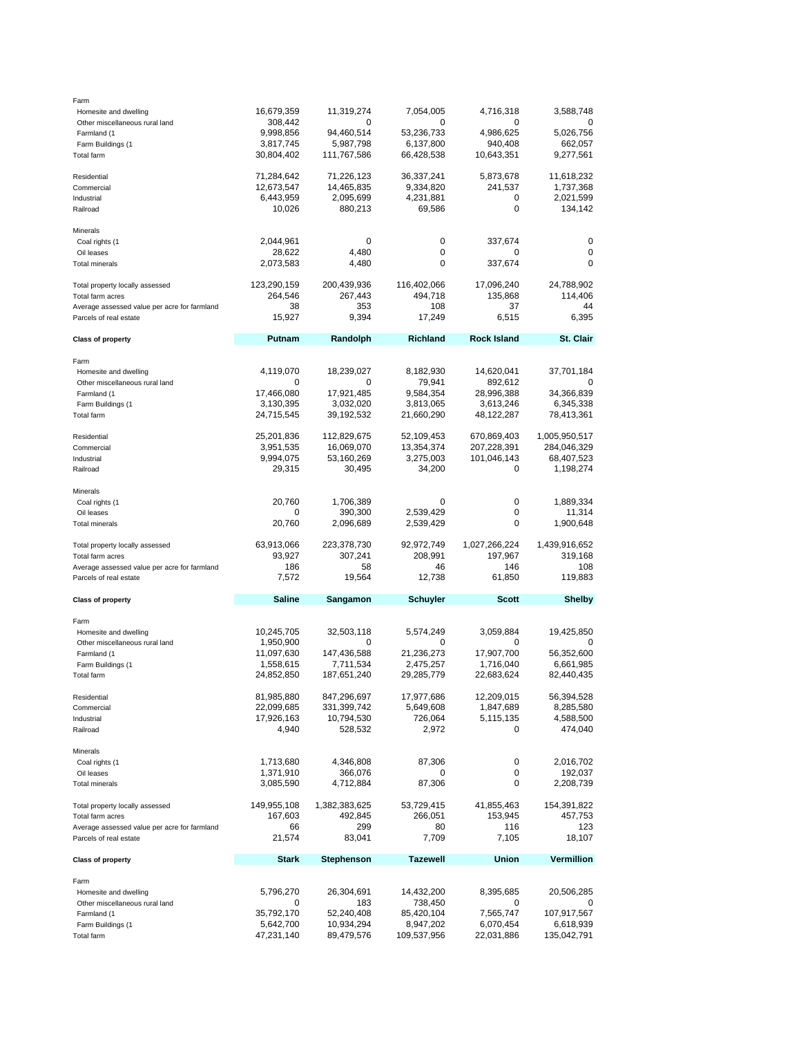| Class of property | | | | | |
|---|---|---|---|---|---|
| Farm | | | | | |
| Homesite and dwelling | 16,679,359 | 11,319,274 | 7,054,005 | 4,716,318 | 3,588,748 |
| Other miscellaneous rural land | 308,442 | 0 | 0 | 0 | 0 |
| Farmland (1 | 9,998,856 | 94,460,514 | 53,236,733 | 4,986,625 | 5,026,756 |
| Farm Buildings (1 | 3,817,745 | 5,987,798 | 6,137,800 | 940,408 | 662,057 |
| Total farm | 30,804,402 | 111,767,586 | 66,428,538 | 10,643,351 | 9,277,561 |
| Residential | 71,284,642 | 71,226,123 | 36,337,241 | 5,873,678 | 11,618,232 |
| Commercial | 12,673,547 | 14,465,835 | 9,334,820 | 241,537 | 1,737,368 |
| Industrial | 6,443,959 | 2,095,699 | 4,231,881 | 0 | 2,021,599 |
| Railroad | 10,026 | 880,213 | 69,586 | 0 | 134,142 |
| Minerals | | | | | |
| Coal rights (1 | 2,044,961 | 0 | 0 | 337,674 | 0 |
| Oil leases | 28,622 | 4,480 | 0 | 0 | 0 |
| Total minerals | 2,073,583 | 4,480 | 0 | 337,674 | 0 |
| Total property locally assessed | 123,290,159 | 200,439,936 | 116,402,066 | 17,096,240 | 24,788,902 |
| Total farm acres | 264,546 | 267,443 | 494,718 | 135,868 | 114,406 |
| Average assessed value per acre for farmland | 38 | 353 | 108 | 37 | 44 |
| Parcels of real estate | 15,927 | 9,394 | 17,249 | 6,515 | 6,395 |

| Class of property | Putnam | Randolph | Richland | Rock Island | St. Clair |
|---|---|---|---|---|---|
| Farm | | | | | |
| Homesite and dwelling | 4,119,070 | 18,239,027 | 8,182,930 | 14,620,041 | 37,701,184 |
| Other miscellaneous rural land | 0 | 0 | 79,941 | 892,612 | 0 |
| Farmland (1 | 17,466,080 | 17,921,485 | 9,584,354 | 28,996,388 | 34,366,839 |
| Farm Buildings (1 | 3,130,395 | 3,032,020 | 3,813,065 | 3,613,246 | 6,345,338 |
| Total farm | 24,715,545 | 39,192,532 | 21,660,290 | 48,122,287 | 78,413,361 |
| Residential | 25,201,836 | 112,829,675 | 52,109,453 | 670,869,403 | 1,005,950,517 |
| Commercial | 3,951,535 | 16,069,070 | 13,354,374 | 207,228,391 | 284,046,329 |
| Industrial | 9,994,075 | 53,160,269 | 3,275,003 | 101,046,143 | 68,407,523 |
| Railroad | 29,315 | 30,495 | 34,200 | 0 | 1,198,274 |
| Minerals | | | | | |
| Coal rights (1 | 20,760 | 1,706,389 | 0 | 0 | 1,889,334 |
| Oil leases | 0 | 390,300 | 2,539,429 | 0 | 11,314 |
| Total minerals | 20,760 | 2,096,689 | 2,539,429 | 0 | 1,900,648 |
| Total property locally assessed | 63,913,066 | 223,378,730 | 92,972,749 | 1,027,266,224 | 1,439,916,652 |
| Total farm acres | 93,927 | 307,241 | 208,991 | 197,967 | 319,168 |
| Average assessed value per acre for farmland | 186 | 58 | 46 | 146 | 108 |
| Parcels of real estate | 7,572 | 19,564 | 12,738 | 61,850 | 119,883 |

| Class of property | Saline | Sangamon | Schuyler | Scott | Shelby |
|---|---|---|---|---|---|
| Farm | | | | | |
| Homesite and dwelling | 10,245,705 | 32,503,118 | 5,574,249 | 3,059,884 | 19,425,850 |
| Other miscellaneous rural land | 1,950,900 | 0 | 0 | 0 | 0 |
| Farmland (1 | 11,097,630 | 147,436,588 | 21,236,273 | 17,907,700 | 56,352,600 |
| Farm Buildings (1 | 1,558,615 | 7,711,534 | 2,475,257 | 1,716,040 | 6,661,985 |
| Total farm | 24,852,850 | 187,651,240 | 29,285,779 | 22,683,624 | 82,440,435 |
| Residential | 81,985,880 | 847,296,697 | 17,977,686 | 12,209,015 | 56,394,528 |
| Commercial | 22,099,685 | 331,399,742 | 5,649,608 | 1,847,689 | 8,285,580 |
| Industrial | 17,926,163 | 10,794,530 | 726,064 | 5,115,135 | 4,588,500 |
| Railroad | 4,940 | 528,532 | 2,972 | 0 | 474,040 |
| Minerals | | | | | |
| Coal rights (1 | 1,713,680 | 4,346,808 | 87,306 | 0 | 2,016,702 |
| Oil leases | 1,371,910 | 366,076 | 0 | 0 | 192,037 |
| Total minerals | 3,085,590 | 4,712,884 | 87,306 | 0 | 2,208,739 |
| Total property locally assessed | 149,955,108 | 1,382,383,625 | 53,729,415 | 41,855,463 | 154,391,822 |
| Total farm acres | 167,603 | 492,845 | 266,051 | 153,945 | 457,753 |
| Average assessed value per acre for farmland | 66 | 299 | 80 | 116 | 123 |
| Parcels of real estate | 21,574 | 83,041 | 7,709 | 7,105 | 18,107 |

| Class of property | Stark | Stephenson | Tazewell | Union | Vermillion |
|---|---|---|---|---|---|
| Farm | | | | | |
| Homesite and dwelling | 5,796,270 | 26,304,691 | 14,432,200 | 8,395,685 | 20,506,285 |
| Other miscellaneous rural land | 0 | 183 | 738,450 | 0 | 0 |
| Farmland (1 | 35,792,170 | 52,240,408 | 85,420,104 | 7,565,747 | 107,917,567 |
| Farm Buildings (1 | 5,642,700 | 10,934,294 | 8,947,202 | 6,070,454 | 6,618,939 |
| Total farm | 47,231,140 | 89,479,576 | 109,537,956 | 22,031,886 | 135,042,791 |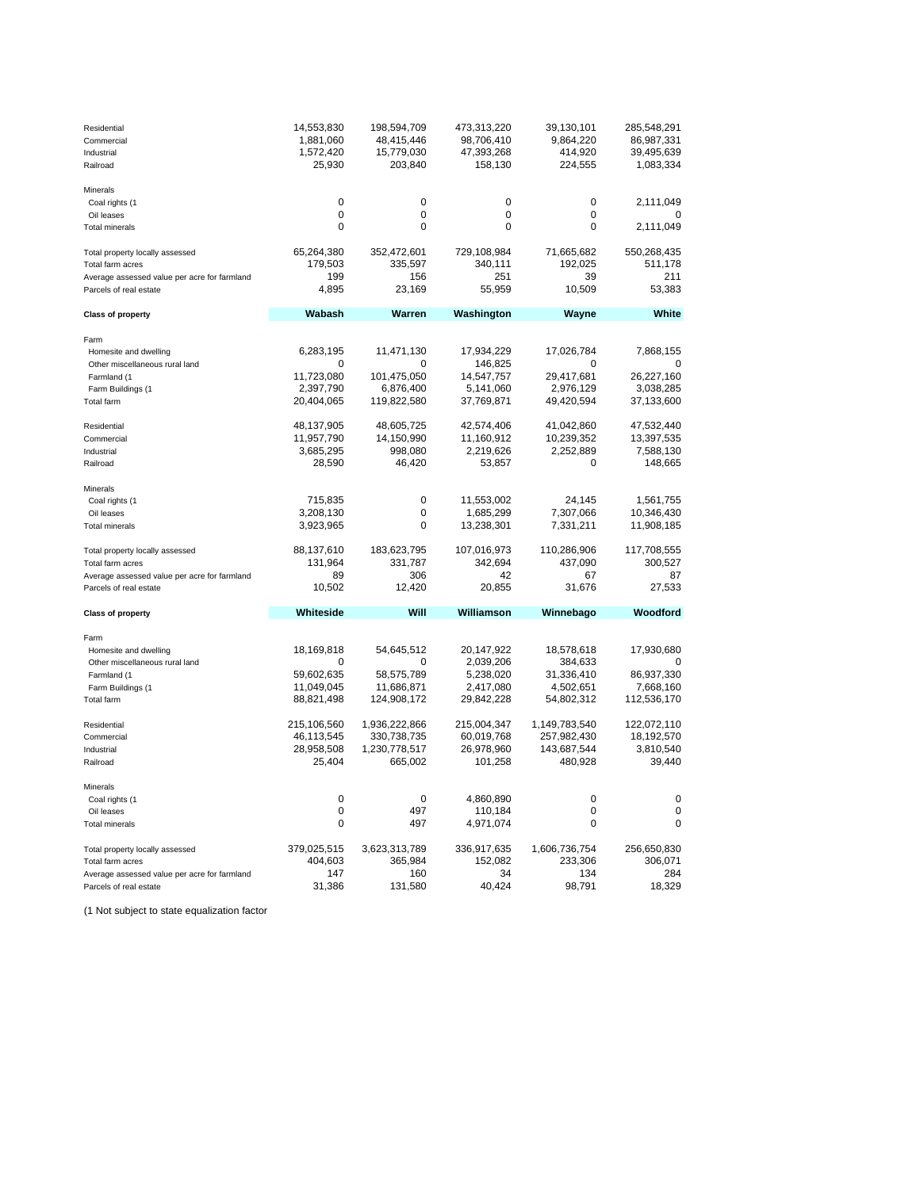| | | | | | |
|---|---|---|---|---|---|
| Residential | 14,553,830 | 198,594,709 | 473,313,220 | 39,130,101 | 285,548,291 |
| Commercial | 1,881,060 | 48,415,446 | 98,706,410 | 9,864,220 | 86,987,331 |
| Industrial | 1,572,420 | 15,779,030 | 47,393,268 | 414,920 | 39,495,639 |
| Railroad | 25,930 | 203,840 | 158,130 | 224,555 | 1,083,334 |
| | | | | | |
| Minerals | | | | | |
| Coal rights (1 | 0 | 0 | 0 | 0 | 2,111,049 |
| Oil leases | 0 | 0 | 0 | 0 | 0 |
| Total minerals | 0 | 0 | 0 | 0 | 2,111,049 |
| | | | | | |
| Total property locally assessed | 65,264,380 | 352,472,601 | 729,108,984 | 71,665,682 | 550,268,435 |
| Total farm acres | 179,503 | 335,597 | 340,111 | 192,025 | 511,178 |
| Average assessed value per acre for farmland | 199 | 156 | 251 | 39 | 211 |
| Parcels of real estate | 4,895 | 23,169 | 55,959 | 10,509 | 53,383 |

| **Class of property** | **Wabash** | **Warren** | **Washington** | **Wayne** | **White** |
|---|---|---|---|---|---|
| Farm | | | | | |
| Homesite and dwelling | 6,283,195 | 11,471,130 | 17,934,229 | 17,026,784 | 7,868,155 |
| Other miscellaneous rural land | 0 | 0 | 146,825 | 0 | 0 |
| Farmland (1 | 11,723,080 | 101,475,050 | 14,547,757 | 29,417,681 | 26,227,160 |
| Farm Buildings (1 | 2,397,790 | 6,876,400 | 5,141,060 | 2,976,129 | 3,038,285 |
| Total farm | 20,404,065 | 119,822,580 | 37,769,871 | 49,420,594 | 37,133,600 |
| | | | | | |
| Residential | 48,137,905 | 48,605,725 | 42,574,406 | 41,042,860 | 47,532,440 |
| Commercial | 11,957,790 | 14,150,990 | 11,160,912 | 10,239,352 | 13,397,535 |
| Industrial | 3,685,295 | 998,080 | 2,219,626 | 2,252,889 | 7,588,130 |
| Railroad | 28,590 | 46,420 | 53,857 | 0 | 148,665 |
| | | | | | |
| Minerals | | | | | |
| Coal rights (1 | 715,835 | 0 | 11,553,002 | 24,145 | 1,561,755 |
| Oil leases | 3,208,130 | 0 | 1,685,299 | 7,307,066 | 10,346,430 |
| Total minerals | 3,923,965 | 0 | 13,238,301 | 7,331,211 | 11,908,185 |
| | | | | | |
| Total property locally assessed | 88,137,610 | 183,623,795 | 107,016,973 | 110,286,906 | 117,708,555 |
| Total farm acres | 131,964 | 331,787 | 342,694 | 437,090 | 300,527 |
| Average assessed value per acre for farmland | 89 | 306 | 42 | 67 | 87 |
| Parcels of real estate | 10,502 | 12,420 | 20,855 | 31,676 | 27,533 |

| **Class of property** | **Whiteside** | **Will** | **Williamson** | **Winnebago** | **Woodford** |
|---|---|---|---|---|---|
| Farm | | | | | |
| Homesite and dwelling | 18,169,818 | 54,645,512 | 20,147,922 | 18,578,618 | 17,930,680 |
| Other miscellaneous rural land | 0 | 0 | 2,039,206 | 384,633 | 0 |
| Farmland (1 | 59,602,635 | 58,575,789 | 5,238,020 | 31,336,410 | 86,937,330 |
| Farm Buildings (1 | 11,049,045 | 11,686,871 | 2,417,080 | 4,502,651 | 7,668,160 |
| Total farm | 88,821,498 | 124,908,172 | 29,842,228 | 54,802,312 | 112,536,170 |
| | | | | | |
| Residential | 215,106,560 | 1,936,222,866 | 215,004,347 | 1,149,783,540 | 122,072,110 |
| Commercial | 46,113,545 | 330,738,735 | 60,019,768 | 257,982,430 | 18,192,570 |
| Industrial | 28,958,508 | 1,230,778,517 | 26,978,960 | 143,687,544 | 3,810,540 |
| Railroad | 25,404 | 665,002 | 101,258 | 480,928 | 39,440 |
| | | | | | |
| Minerals | | | | | |
| Coal rights (1 | 0 | 0 | 4,860,890 | 0 | 0 |
| Oil leases | 0 | 497 | 110,184 | 0 | 0 |
| Total minerals | 0 | 497 | 4,971,074 | 0 | 0 |
| | | | | | |
| Total property locally assessed | 379,025,515 | 3,623,313,789 | 336,917,635 | 1,606,736,754 | 256,650,830 |
| Total farm acres | 404,603 | 365,984 | 152,082 | 233,306 | 306,071 |
| Average assessed value per acre for farmland | 147 | 160 | 34 | 134 | 284 |
| Parcels of real estate | 31,386 | 131,580 | 40,424 | 98,791 | 18,329 |

(1 Not subject to state equalization factor